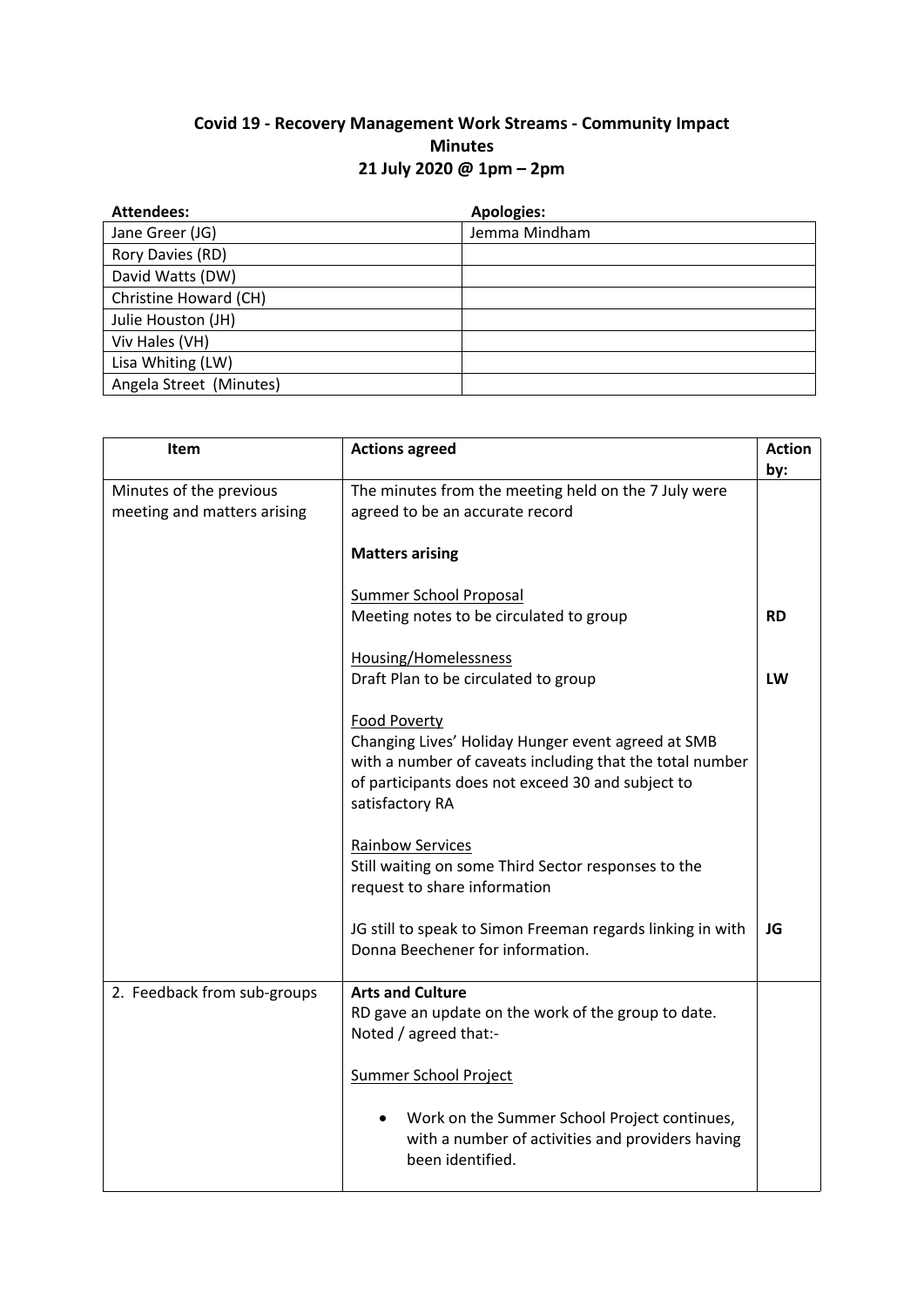# Covid 19 - Recovery Management Work Streams - Community Impact
## Minutes
### 21 July 2020 @ 1pm – 2pm

| Attendees: | Apologies: |
|---|---|
| Jane Greer (JG) | Jemma Mindham |
| Rory Davies (RD) | |
| David Watts (DW) | |
| Christine Howard (CH) | |
| Julie Houston (JH) | |
| Viv Hales (VH) | |
| Lisa Whiting (LW) | |
| Angela Street (Minutes) | |

| Item | Actions agreed | Action by: |
|---|---|---|
| Minutes of the previous meeting and matters arising | The minutes from the meeting held on the 7 July were agreed to be an accurate record<br><br>**Matters arising**<br><br>Summer School Proposal<br>Meeting notes to be circulated to group | **RD** |
| | Housing/Homelessness<br>Draft Plan to be circulated to group | **LW** |
| | Food Poverty<br>Changing Lives' Holiday Hunger event agreed at SMB with a number of caveats including that the total number of participants does not exceed 30 and subject to satisfactory RA<br><br>Rainbow Services<br>Still waiting on some Third Sector responses to the request to share information | |
| | JG still to speak to Simon Freeman regards linking in with Donna Beechener for information. | **JG** |
| 2. Feedback from sub-groups | **Arts and Culture**<br>RD gave an update on the work of the group to date. Noted / agreed that:-<br><br>Summer School Project<br><br>• Work on the Summer School Project continues, with a number of activities and providers having been identified. | |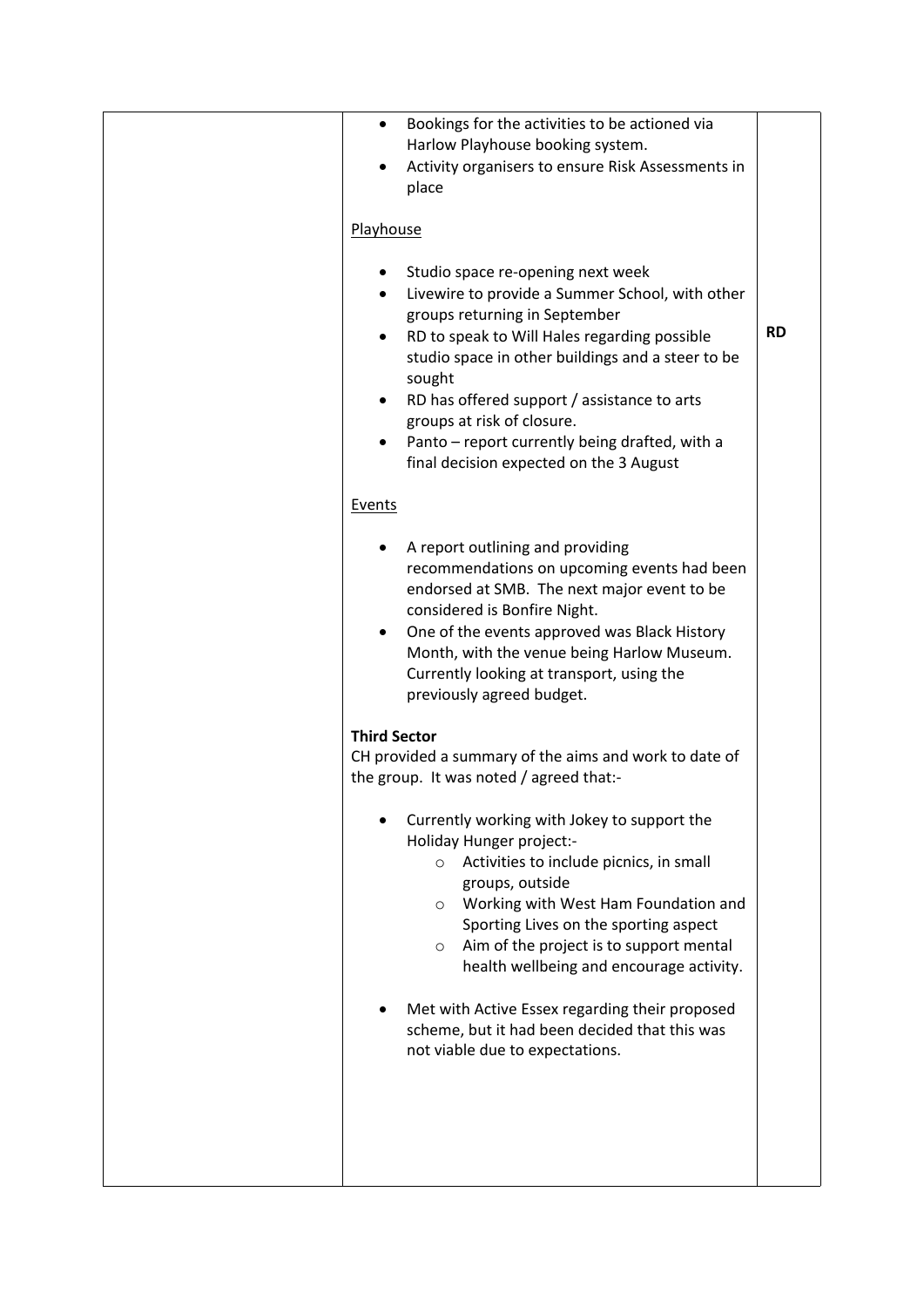| | | |
|---|---|---|
| | - Bookings for the activities to be actioned via Harlow Playhouse booking system.<br>- Activity organisers to ensure Risk Assessments in place<br><br><u>Playhouse</u><br><br>- Studio space re-opening next week<br>- Livewire to provide a Summer School, with other groups returning in September<br>- RD to speak to Will Hales regarding possible studio space in other buildings and a steer to be sought<br>- RD has offered support / assistance to arts groups at risk of closure.<br>- Panto – report currently being drafted, with a final decision expected on the 3 August<br><br><u>Events</u><br><br>- A report outlining and providing recommendations on upcoming events had been endorsed at SMB. The next major event to be considered is Bonfire Night.<br>- One of the events approved was Black History Month, with the venue being Harlow Museum. Currently looking at transport, using the previously agreed budget.<br><br>**Third Sector**<br>CH provided a summary of the aims and work to date of the group. It was noted / agreed that:-<br><br>- Currently working with Jokey to support the Holiday Hunger project:-<br>  - Activities to include picnics, in small groups, outside<br>  - Working with West Ham Foundation and Sporting Lives on the sporting aspect<br>  - Aim of the project is to support mental health wellbeing and encourage activity.<br><br>- Met with Active Essex regarding their proposed scheme, but it had been decided that this was not viable due to expectations. | **RD** |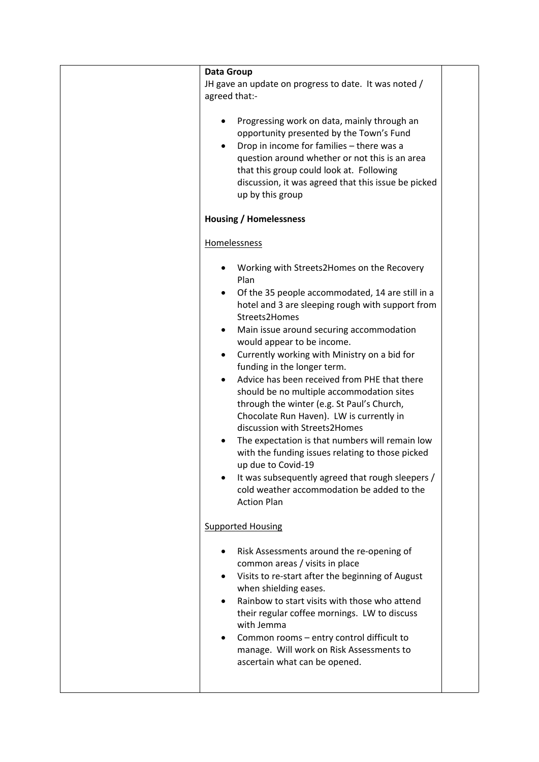**Data Group**

JH gave an update on progress to date. It was noted / agreed that:-

- Progressing work on data, mainly through an opportunity presented by the Town's Fund
- Drop in income for families – there was a question around whether or not this is an area that this group could look at. Following discussion, it was agreed that this issue be picked up by this group

**Housing / Homelessness**

Homelessness

- Working with Streets2Homes on the Recovery Plan
- Of the 35 people accommodated, 14 are still in a hotel and 3 are sleeping rough with support from Streets2Homes
- Main issue around securing accommodation would appear to be income.
- Currently working with Ministry on a bid for funding in the longer term.
- Advice has been received from PHE that there should be no multiple accommodation sites through the winter (e.g. St Paul's Church, Chocolate Run Haven). LW is currently in discussion with Streets2Homes
- The expectation is that numbers will remain low with the funding issues relating to those picked up due to Covid-19
- It was subsequently agreed that rough sleepers / cold weather accommodation be added to the Action Plan

Supported Housing

- Risk Assessments around the re-opening of common areas / visits in place
- Visits to re-start after the beginning of August when shielding eases.
- Rainbow to start visits with those who attend their regular coffee mornings. LW to discuss with Jemma
- Common rooms – entry control difficult to manage. Will work on Risk Assessments to ascertain what can be opened.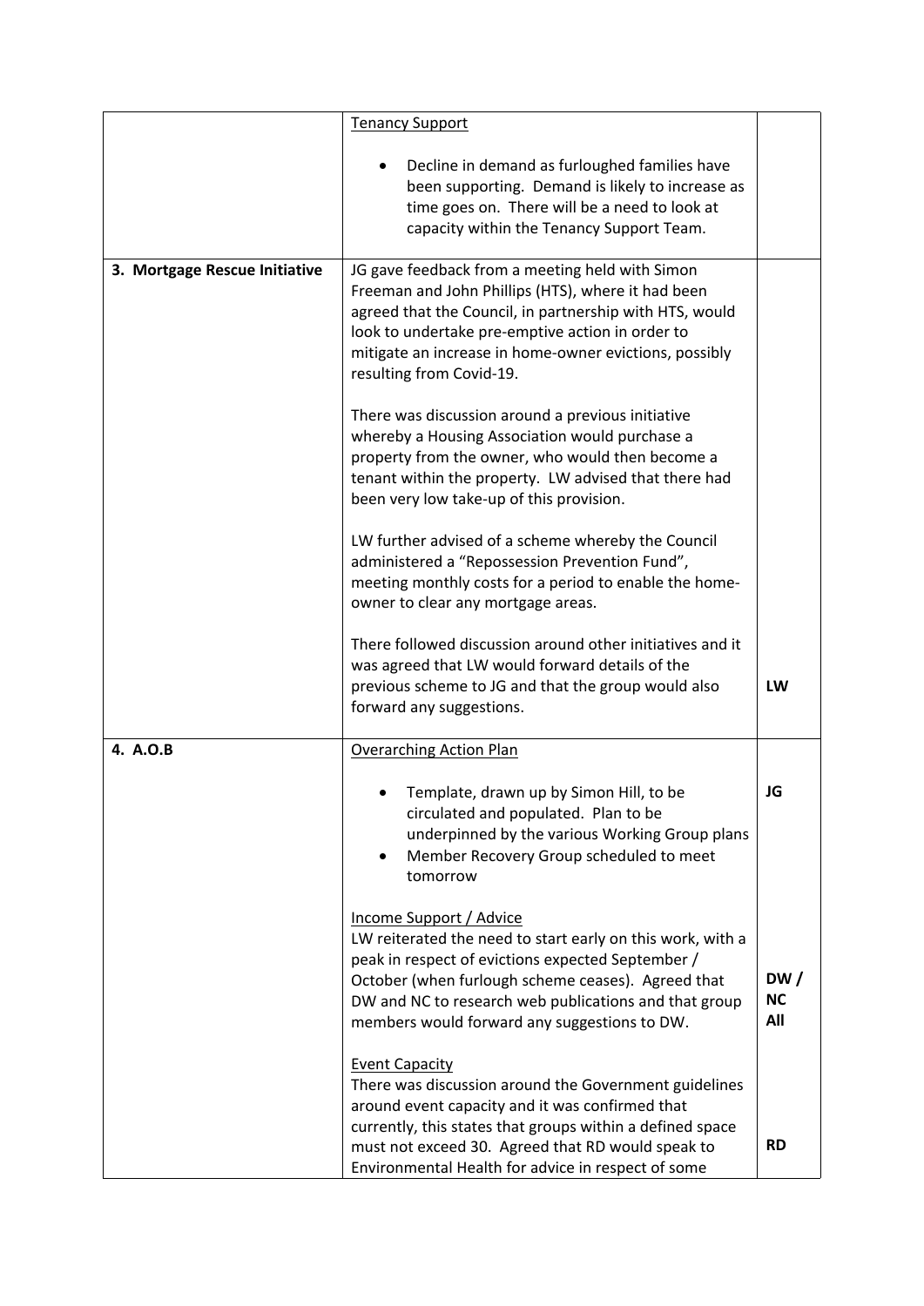| | | |
|---|---|---|
| | <u>Tenancy Support</u><br><br>• Decline in demand as furloughed families have been supporting. Demand is likely to increase as time goes on. There will be a need to look at capacity within the Tenancy Support Team. | |
| **3. Mortgage Rescue Initiative** | JG gave feedback from a meeting held with Simon Freeman and John Phillips (HTS), where it had been agreed that the Council, in partnership with HTS, would look to undertake pre-emptive action in order to mitigate an increase in home-owner evictions, possibly resulting from Covid-19.<br><br>There was discussion around a previous initiative whereby a Housing Association would purchase a property from the owner, who would then become a tenant within the property. LW advised that there had been very low take-up of this provision.<br><br>LW further advised of a scheme whereby the Council administered a "Repossession Prevention Fund", meeting monthly costs for a period to enable the home-owner to clear any mortgage areas.<br><br>There followed discussion around other initiatives and it was agreed that LW would forward details of the previous scheme to JG and that the group would also forward any suggestions. | **LW** |
| **4. A.O.B** | <u>Overarching Action Plan</u><br><br>• Template, drawn up by Simon Hill, to be circulated and populated. Plan to be underpinned by the various Working Group plans<br>• Member Recovery Group scheduled to meet tomorrow<br><br><u>Income Support / Advice</u><br>LW reiterated the need to start early on this work, with a peak in respect of evictions expected September / October (when furlough scheme ceases). Agreed that DW and NC to research web publications and that group members would forward any suggestions to DW.<br><br><u>Event Capacity</u><br>There was discussion around the Government guidelines around event capacity and it was confirmed that currently, this states that groups within a defined space must not exceed 30. Agreed that RD would speak to Environmental Health for advice in respect of some | **JG**<br><br><br><br><br><br><br><br>**DW / NC**<br>**All**<br><br><br><br><br>**RD** |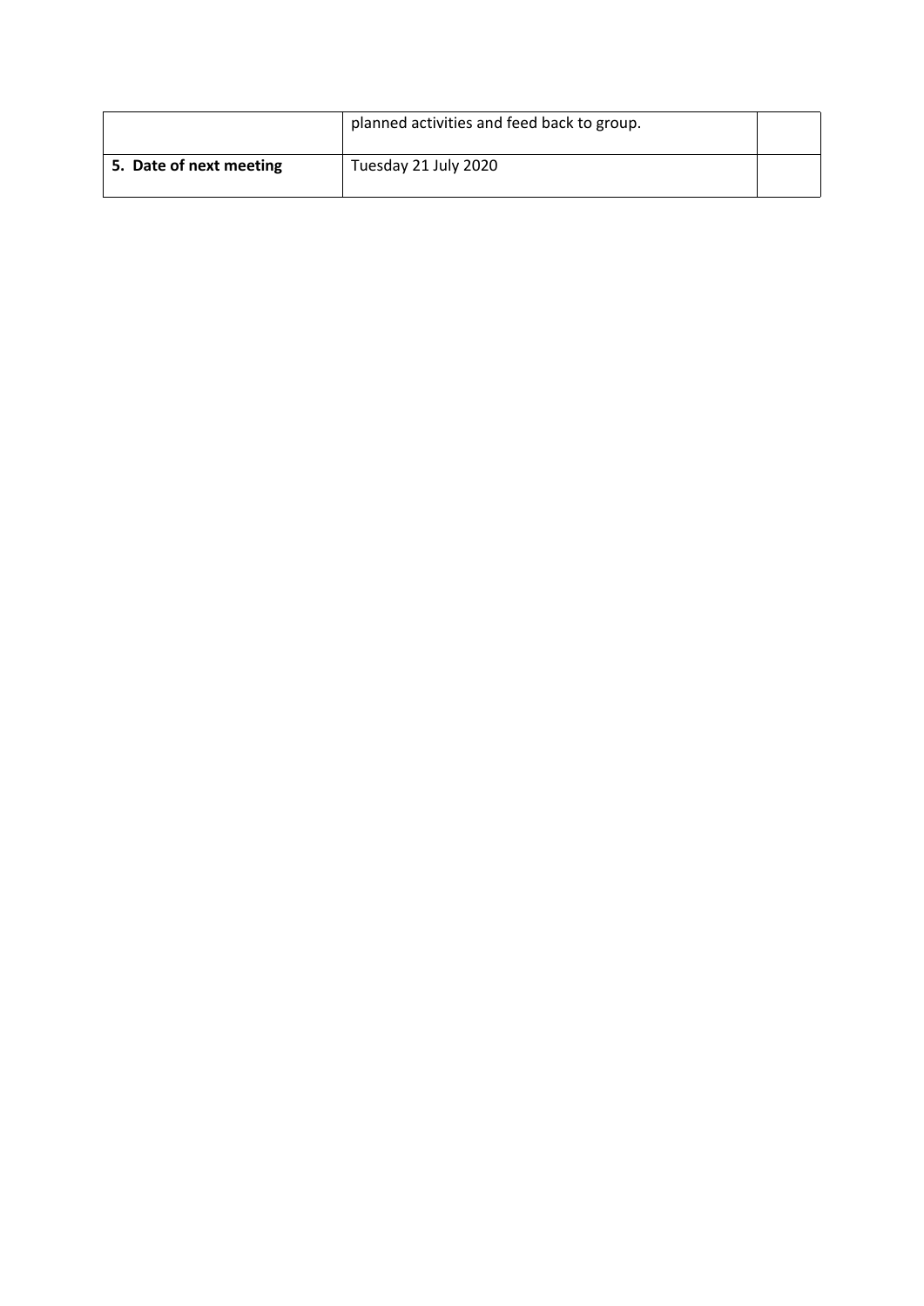| | | |
|---|---|---|
| | planned activities and feed back to group. | |
| **5. Date of next meeting** | Tuesday 21 July 2020 | |